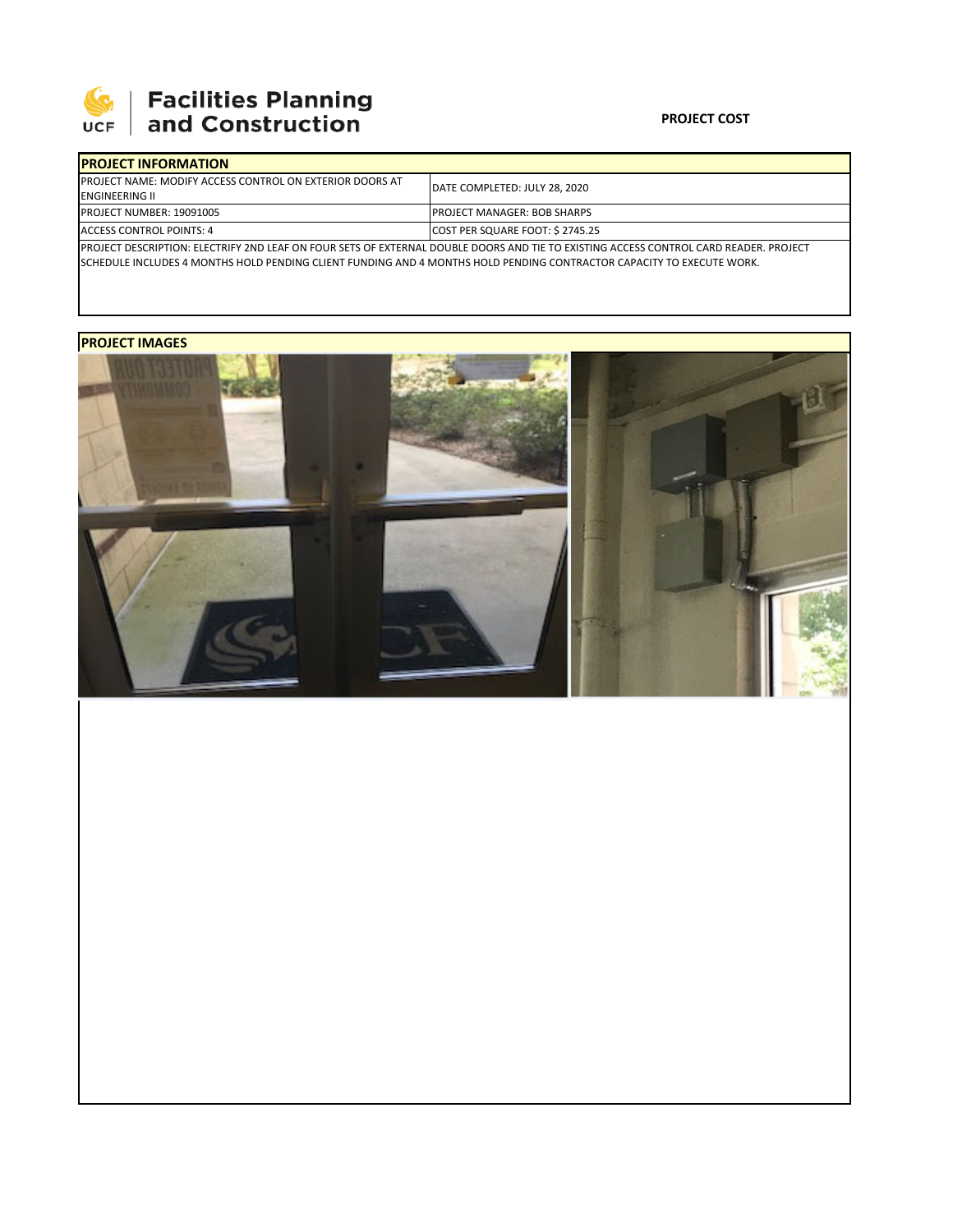**Facilities Planning and Construction**

**PROJECT COST**

## PROJECT INFORMATION

| | |
|---|---|
| PROJECT NAME: MODIFY ACCESS CONTROL ON EXTERIOR DOORS AT ENGINEERING II | DATE COMPLETED: JULY 28, 2020 |
| PROJECT NUMBER: 19091005 | PROJECT MANAGER: BOB SHARPS |
| ACCESS CONTROL POINTS: 4 | COST PER SQUARE FOOT: $ 2745.25 |

PROJECT DESCRIPTION: ELECTRIFY 2ND LEAF ON FOUR SETS OF EXTERNAL DOUBLE DOORS AND TIE TO EXISTING ACCESS CONTROL CARD READER. PROJECT SCHEDULE INCLUDES 4 MONTHS HOLD PENDING CLIENT FUNDING AND 4 MONTHS HOLD PENDING CONTRACTOR CAPACITY TO EXECUTE WORK.

## PROJECT IMAGES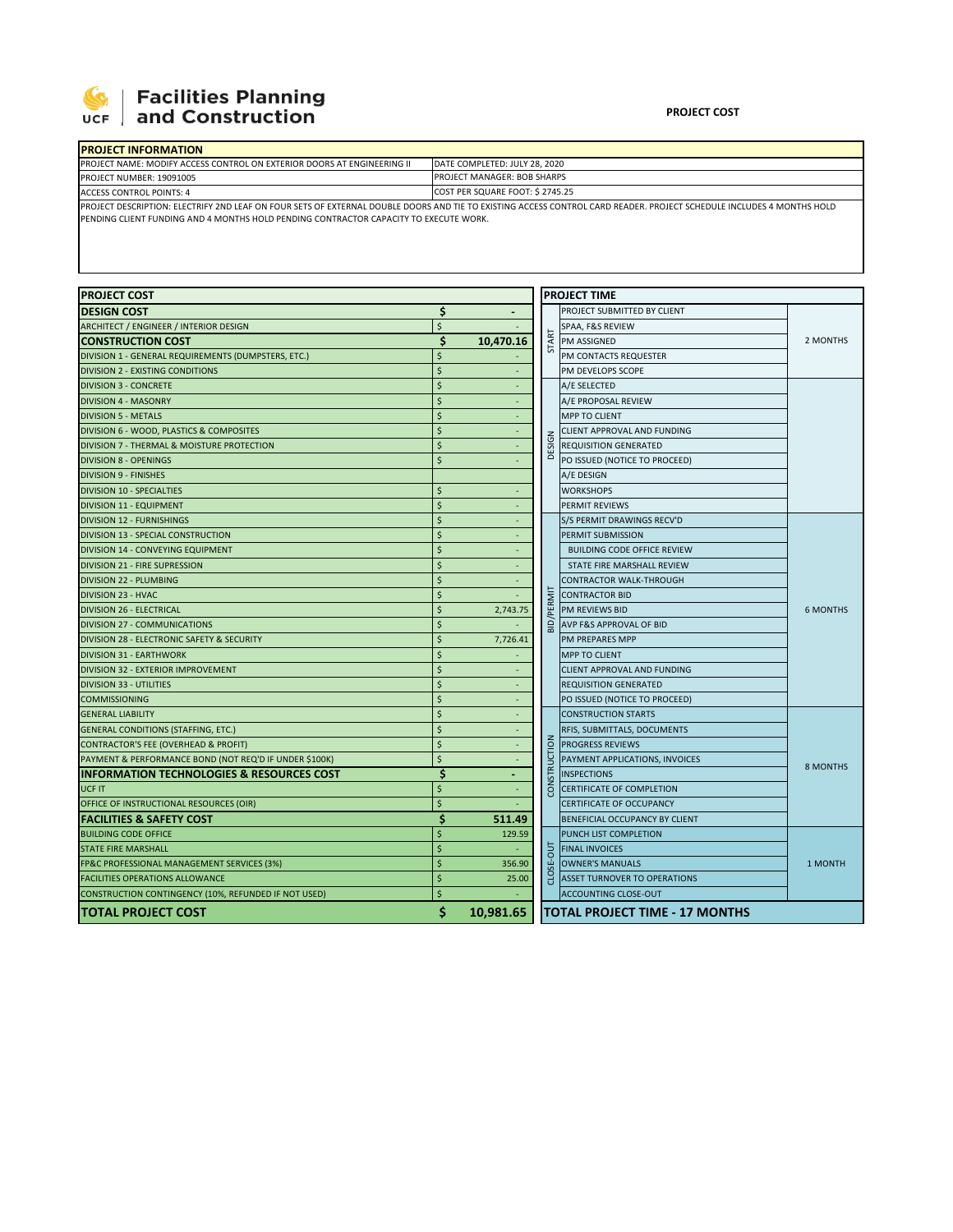**Facilities Planning and Construction**

**PROJECT COST**

| PROJECT INFORMATION | |
|---|---|
| PROJECT NAME: MODIFY ACCESS CONTROL ON EXTERIOR DOORS AT ENGINEERING II | DATE COMPLETED: JULY 28, 2020 |
| PROJECT NUMBER: 19091005 | PROJECT MANAGER: BOB SHARPS |
| ACCESS CONTROL POINTS: 4 | COST PER SQUARE FOOT: $ 2745.25 |

PROJECT DESCRIPTION: ELECTRIFY 2ND LEAF ON FOUR SETS OF EXTERNAL DOUBLE DOORS AND TIE TO EXISTING ACCESS CONTROL CARD READER. PROJECT SCHEDULE INCLUDES 4 MONTHS HOLD PENDING CLIENT FUNDING AND 4 MONTHS HOLD PENDING CONTRACTOR CAPACITY TO EXECUTE WORK.

| PROJECT COST | | |
|---|---|---|
| **DESIGN COST** | **$** | **-** |
| ARCHITECT / ENGINEER / INTERIOR DESIGN | $ | - |
| **CONSTRUCTION COST** | **$** | **10,470.16** |
| DIVISION 1 - GENERAL REQUIREMENTS (DUMPSTERS, ETC.) | $ | - |
| DIVISION 2 - EXISTING CONDITIONS | $ | - |
| DIVISION 3 - CONCRETE | $ | - |
| DIVISION 4 - MASONRY | $ | - |
| DIVISION 5 - METALS | $ | - |
| DIVISION 6 - WOOD, PLASTICS & COMPOSITES | $ | - |
| DIVISION 7 - THERMAL & MOISTURE PROTECTION | $ | - |
| DIVISION 8 - OPENINGS | $ | - |
| DIVISION 9 - FINISHES | | |
| DIVISION 10 - SPECIALTIES | $ | - |
| DIVISION 11 - EQUIPMENT | $ | - |
| DIVISION 12 - FURNISHINGS | $ | - |
| DIVISION 13 - SPECIAL CONSTRUCTION | $ | - |
| DIVISION 14 - CONVEYING EQUIPMENT | $ | - |
| DIVISION 21 - FIRE SUPRESSION | $ | - |
| DIVISION 22 - PLUMBING | $ | - |
| DIVISION 23 - HVAC | $ | - |
| DIVISION 26 - ELECTRICAL | $ | 2,743.75 |
| DIVISION 27 - COMMUNICATIONS | $ | - |
| DIVISION 28 - ELECTRONIC SAFETY & SECURITY | $ | 7,726.41 |
| DIVISION 31 - EARTHWORK | $ | - |
| DIVISION 32 - EXTERIOR IMPROVEMENT | $ | - |
| DIVISION 33 - UTILITIES | $ | - |
| COMMISSIONING | $ | - |
| GENERAL LIABILITY | $ | - |
| GENERAL CONDITIONS (STAFFING, ETC.) | $ | - |
| CONTRACTOR'S FEE (OVERHEAD & PROFIT) | $ | - |
| PAYMENT & PERFORMANCE BOND (NOT REQ'D IF UNDER $100K) | $ | - |
| **INFORMATION TECHNOLOGIES & RESOURCES COST** | **$** | **-** |
| UCF IT | $ | - |
| OFFICE OF INSTRUCTIONAL RESOURCES (OIR) | $ | - |
| **FACILITIES & SAFETY COST** | **$** | **511.49** |
| BUILDING CODE OFFICE | $ | 129.59 |
| STATE FIRE MARSHALL | $ | - |
| FP&C PROFESSIONAL MANAGEMENT SERVICES (3%) | $ | 356.90 |
| FACILITIES OPERATIONS ALLOWANCE | $ | 25.00 |
| CONSTRUCTION CONTINGENCY (10%, REFUNDED IF NOT USED) | $ | - |
| **TOTAL PROJECT COST** | **$** | **10,981.65** |

| PROJECT TIME | | |
|---|---|---|
| START | PROJECT SUBMITTED BY CLIENT | 2 MONTHS |
| | SPAA, F&S REVIEW | |
| | PM ASSIGNED | |
| | PM CONTACTS REQUESTER | |
| | PM DEVELOPS SCOPE | |
| DESIGN | A/E SELECTED | |
| | A/E PROPOSAL REVIEW | |
| | MPP TO CLIENT | |
| | CLIENT APPROVAL AND FUNDING | |
| | REQUISITION GENERATED | |
| | PO ISSUED (NOTICE TO PROCEED) | |
| | A/E DESIGN | |
| | WORKSHOPS | |
| | PERMIT REVIEWS | |
| BID/PERMIT | S/S PERMIT DRAWINGS RECV'D | 6 MONTHS |
| | PERMIT SUBMISSION | |
| | BUILDING CODE OFFICE REVIEW | |
| | STATE FIRE MARSHALL REVIEW | |
| | CONTRACTOR WALK-THROUGH | |
| | CONTRACTOR BID | |
| | PM REVIEWS BID | |
| | AVP F&S APPROVAL OF BID | |
| | PM PREPARES MPP | |
| | MPP TO CLIENT | |
| | CLIENT APPROVAL AND FUNDING | |
| | REQUISITION GENERATED | |
| | PO ISSUED (NOTICE TO PROCEED) | |
| CONSTRUCTION | CONSTRUCTION STARTS | 8 MONTHS |
| | RFIS, SUBMITTALS, DOCUMENTS | |
| | PROGRESS REVIEWS | |
| | PAYMENT APPLICATIONS, INVOICES | |
| | INSPECTIONS | |
| | CERTIFICATE OF COMPLETION | |
| | CERTIFICATE OF OCCUPANCY | |
| | BENEFICIAL OCCUPANCY BY CLIENT | |
| CLOSE-OUT | PUNCH LIST COMPLETION | 1 MONTH |
| | FINAL INVOICES | |
| | OWNER'S MANUALS | |
| | ASSET TURNOVER TO OPERATIONS | |
| | ACCOUNTING CLOSE-OUT | |
| **TOTAL PROJECT TIME - 17 MONTHS** | | |